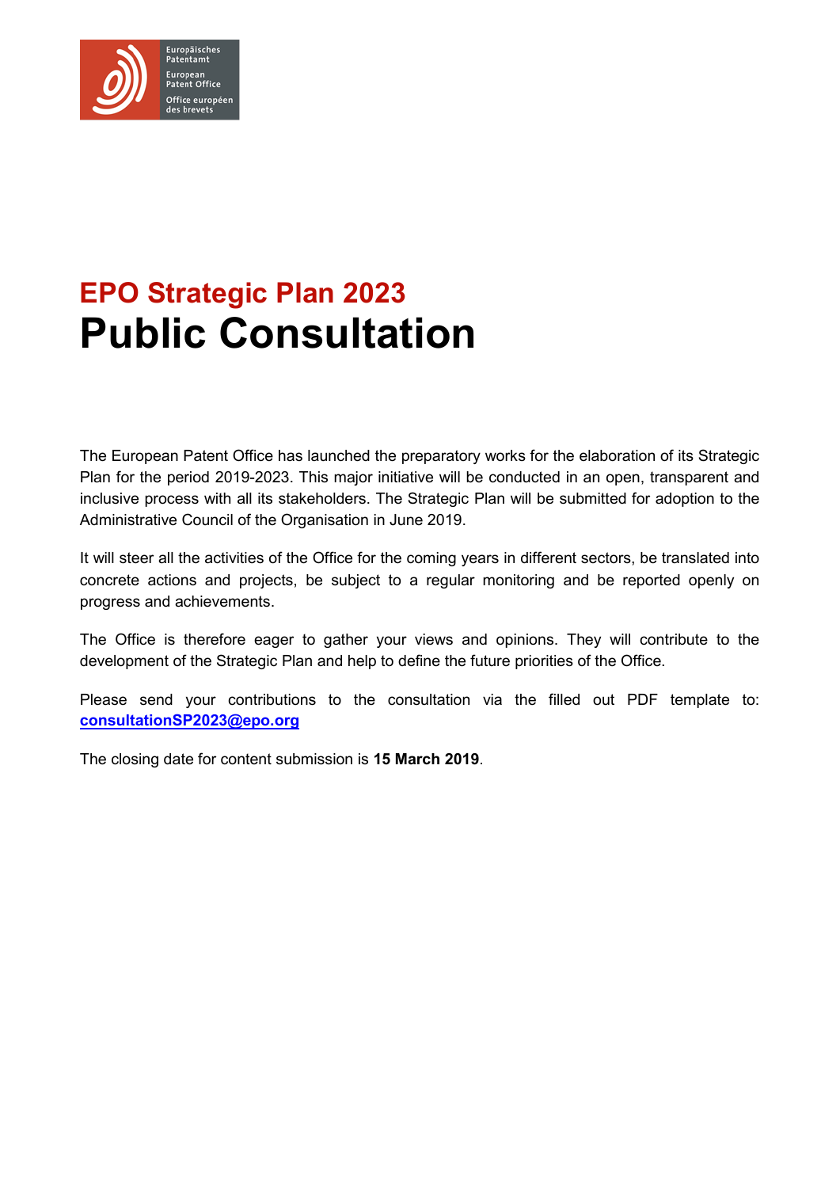Europäisches Patentamt
European Patent Office
Office européen des brevets

## EPO Strategic Plan 2023

# Public Consultation

The European Patent Office has launched the preparatory works for the elaboration of its Strategic Plan for the period 2019-2023. This major initiative will be conducted in an open, transparent and inclusive process with all its stakeholders. The Strategic Plan will be submitted for adoption to the Administrative Council of the Organisation in June 2019.

It will steer all the activities of the Office for the coming years in different sectors, be translated into concrete actions and projects, be subject to a regular monitoring and be reported openly on progress and achievements.

The Office is therefore eager to gather your views and opinions. They will contribute to the development of the Strategic Plan and help to define the future priorities of the Office.

Please send your contributions to the consultation via the filled out PDF template to: **consultationSP2023@epo.org**

The closing date for content submission is **15 March 2019**.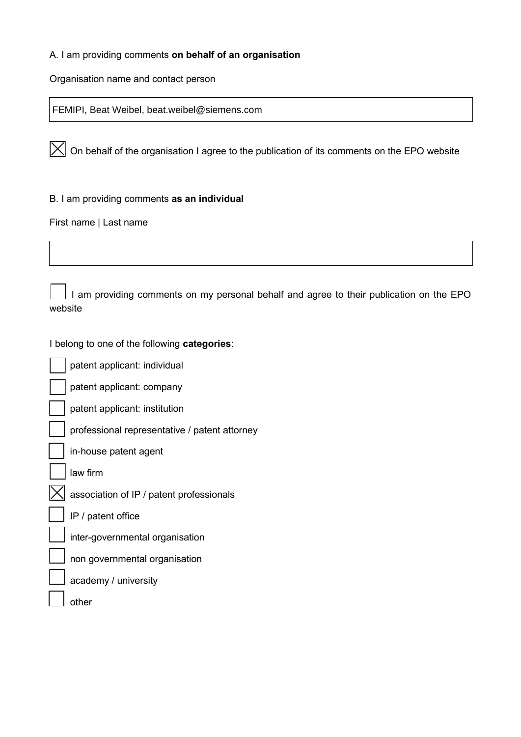A. I am providing comments **on behalf of an organisation**

Organisation name and contact person

| FEMIPI, Beat Weibel, beat.weibel@siemens.com |
|---|

- [x] On behalf of the organisation I agree to the publication of its comments on the EPO website

B. I am providing comments **as an individual**

First name | Last name

| |
|---|

- [ ] I am providing comments on my personal behalf and agree to their publication on the EPO website

I belong to one of the following **categories**:

- [ ] patent applicant: individual
- [ ] patent applicant: company
- [ ] patent applicant: institution
- [ ] professional representative / patent attorney
- [ ] in-house patent agent
- [ ] law firm
- [x] association of IP / patent professionals
- [ ] IP / patent office
- [ ] inter-governmental organisation
- [ ] non governmental organisation
- [ ] academy / university
- [ ] other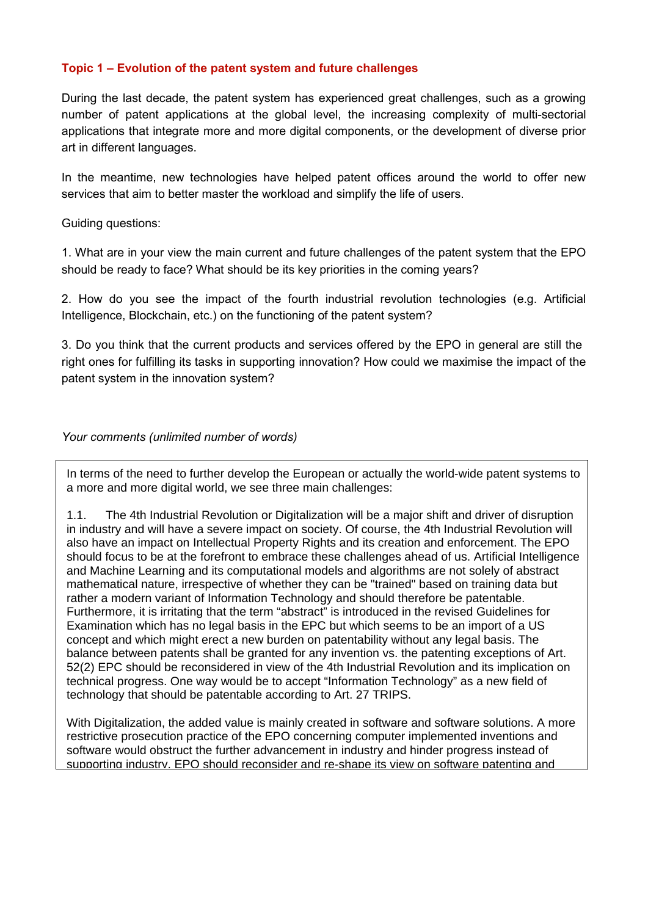**Topic 1 – Evolution of the patent system and future challenges**

During the last decade, the patent system has experienced great challenges, such as a growing number of patent applications at the global level, the increasing complexity of multi-sectorial applications that integrate more and more digital components, or the development of diverse prior art in different languages.

In the meantime, new technologies have helped patent offices around the world to offer new services that aim to better master the workload and simplify the life of users.

Guiding questions:

1. What are in your view the main current and future challenges of the patent system that the EPO should be ready to face? What should be its key priorities in the coming years?

2. How do you see the impact of the fourth industrial revolution technologies (e.g. Artificial Intelligence, Blockchain, etc.) on the functioning of the patent system?

3. Do you think that the current products and services offered by the EPO in general are still the right ones for fulfilling its tasks in supporting innovation? How could we maximise the impact of the patent system in the innovation system?

*Your comments (unlimited number of words)*

In terms of the need to further develop the European or actually the world-wide patent systems to a more and more digital world, we see three main challenges:

1.1. The 4th Industrial Revolution or Digitalization will be a major shift and driver of disruption in industry and will have a severe impact on society. Of course, the 4th Industrial Revolution will also have an impact on Intellectual Property Rights and its creation and enforcement. The EPO should focus to be at the forefront to embrace these challenges ahead of us. Artificial Intelligence and Machine Learning and its computational models and algorithms are not solely of abstract mathematical nature, irrespective of whether they can be "trained" based on training data but rather a modern variant of Information Technology and should therefore be patentable. Furthermore, it is irritating that the term "abstract" is introduced in the revised Guidelines for Examination which has no legal basis in the EPC but which seems to be an import of a US concept and which might erect a new burden on patentability without any legal basis. The balance between patents shall be granted for any invention vs. the patenting exceptions of Art. 52(2) EPC should be reconsidered in view of the 4th Industrial Revolution and its implication on technical progress. One way would be to accept "Information Technology" as a new field of technology that should be patentable according to Art. 27 TRIPS.

With Digitalization, the added value is mainly created in software and software solutions. A more restrictive prosecution practice of the EPO concerning computer implemented inventions and software would obstruct the further advancement in industry and hinder progress instead of supporting industry. EPO should reconsider and re-shape its view on software patenting and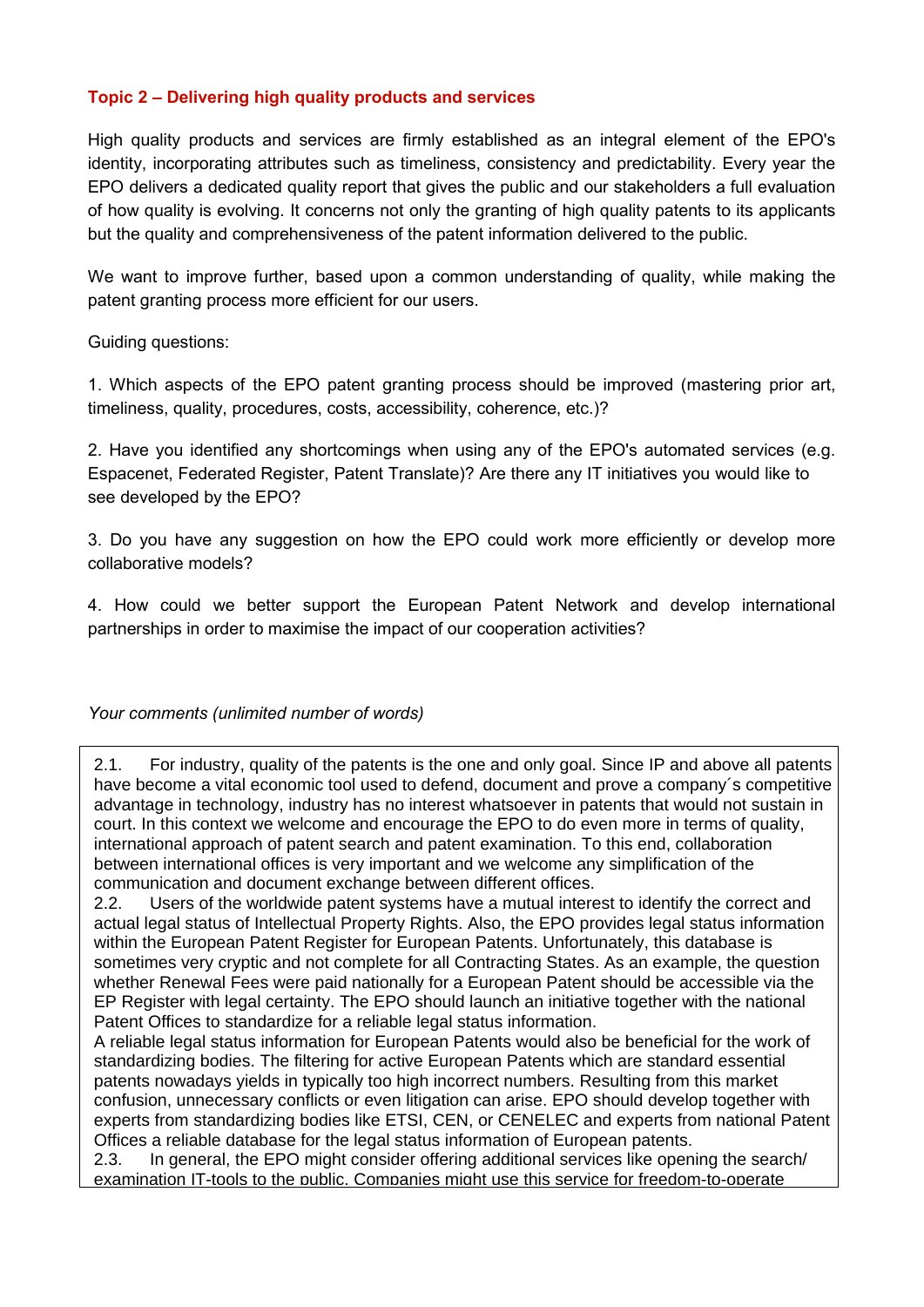**Topic 2 – Delivering high quality products and services**

High quality products and services are firmly established as an integral element of the EPO's identity, incorporating attributes such as timeliness, consistency and predictability. Every year the EPO delivers a dedicated quality report that gives the public and our stakeholders a full evaluation of how quality is evolving. It concerns not only the granting of high quality patents to its applicants but the quality and comprehensiveness of the patent information delivered to the public.

We want to improve further, based upon a common understanding of quality, while making the patent granting process more efficient for our users.

Guiding questions:

1. Which aspects of the EPO patent granting process should be improved (mastering prior art, timeliness, quality, procedures, costs, accessibility, coherence, etc.)?

2. Have you identified any shortcomings when using any of the EPO's automated services (e.g. Espacenet, Federated Register, Patent Translate)? Are there any IT initiatives you would like to see developed by the EPO?

3. Do you have any suggestion on how the EPO could work more efficiently or develop more collaborative models?

4. How could we better support the European Patent Network and develop international partnerships in order to maximise the impact of our cooperation activities?

*Your comments (unlimited number of words)*

2.1. For industry, quality of the patents is the one and only goal. Since IP and above all patents have become a vital economic tool used to defend, document and prove a company´s competitive advantage in technology, industry has no interest whatsoever in patents that would not sustain in court. In this context we welcome and encourage the EPO to do even more in terms of quality, international approach of patent search and patent examination. To this end, collaboration between international offices is very important and we welcome any simplification of the communication and document exchange between different offices.

2.2. Users of the worldwide patent systems have a mutual interest to identify the correct and actual legal status of Intellectual Property Rights. Also, the EPO provides legal status information within the European Patent Register for European Patents. Unfortunately, this database is sometimes very cryptic and not complete for all Contracting States. As an example, the question whether Renewal Fees were paid nationally for a European Patent should be accessible via the EP Register with legal certainty. The EPO should launch an initiative together with the national Patent Offices to standardize for a reliable legal status information.

A reliable legal status information for European Patents would also be beneficial for the work of standardizing bodies. The filtering for active European Patents which are standard essential patents nowadays yields in typically too high incorrect numbers. Resulting from this market confusion, unnecessary conflicts or even litigation can arise. EPO should develop together with experts from standardizing bodies like ETSI, CEN, or CENELEC and experts from national Patent Offices a reliable database for the legal status information of European patents.

2.3. In general, the EPO might consider offering additional services like opening the search/ examination IT-tools to the public. Companies might use this service for freedom-to-operate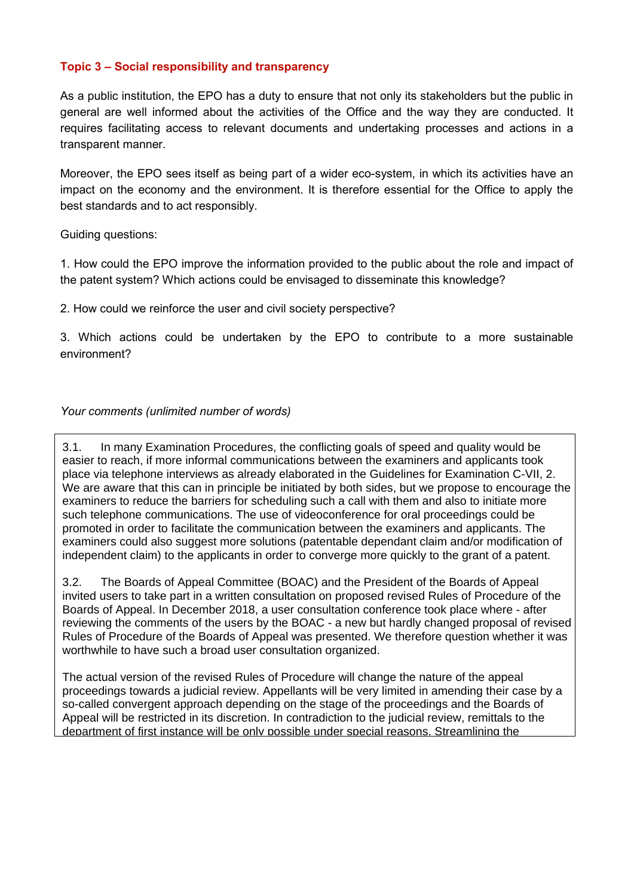**Topic 3 – Social responsibility and transparency**

As a public institution, the EPO has a duty to ensure that not only its stakeholders but the public in general are well informed about the activities of the Office and the way they are conducted. It requires facilitating access to relevant documents and undertaking processes and actions in a transparent manner.

Moreover, the EPO sees itself as being part of a wider eco-system, in which its activities have an impact on the economy and the environment. It is therefore essential for the Office to apply the best standards and to act responsibly.

Guiding questions:

1. How could the EPO improve the information provided to the public about the role and impact of the patent system? Which actions could be envisaged to disseminate this knowledge?

2. How could we reinforce the user and civil society perspective?

3. Which actions could be undertaken by the EPO to contribute to a more sustainable environment?

*Your comments (unlimited number of words)*

3.1. In many Examination Procedures, the conflicting goals of speed and quality would be easier to reach, if more informal communications between the examiners and applicants took place via telephone interviews as already elaborated in the Guidelines for Examination C-VII, 2. We are aware that this can in principle be initiated by both sides, but we propose to encourage the examiners to reduce the barriers for scheduling such a call with them and also to initiate more such telephone communications. The use of videoconference for oral proceedings could be promoted in order to facilitate the communication between the examiners and applicants. The examiners could also suggest more solutions (patentable dependant claim and/or modification of independent claim) to the applicants in order to converge more quickly to the grant of a patent.

3.2. The Boards of Appeal Committee (BOAC) and the President of the Boards of Appeal invited users to take part in a written consultation on proposed revised Rules of Procedure of the Boards of Appeal. In December 2018, a user consultation conference took place where - after reviewing the comments of the users by the BOAC - a new but hardly changed proposal of revised Rules of Procedure of the Boards of Appeal was presented. We therefore question whether it was worthwhile to have such a broad user consultation organized.

The actual version of the revised Rules of Procedure will change the nature of the appeal proceedings towards a judicial review. Appellants will be very limited in amending their case by a so-called convergent approach depending on the stage of the proceedings and the Boards of Appeal will be restricted in its discretion. In contradiction to the judicial review, remittals to the department of first instance will be only possible under special reasons. Streamlining the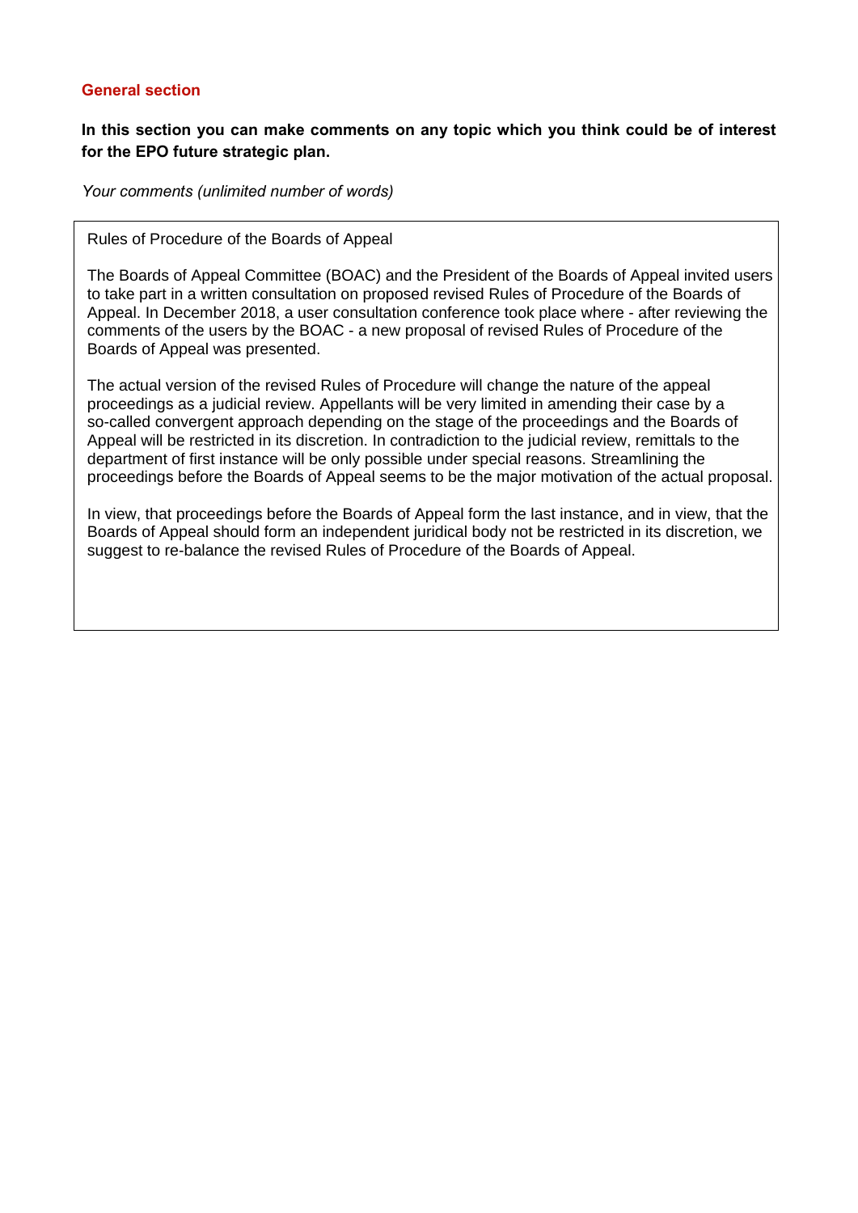## General section

**In this section you can make comments on any topic which you think could be of interest for the EPO future strategic plan.**

*Your comments (unlimited number of words)*

Rules of Procedure of the Boards of Appeal

The Boards of Appeal Committee (BOAC) and the President of the Boards of Appeal invited users to take part in a written consultation on proposed revised Rules of Procedure of the Boards of Appeal. In December 2018, a user consultation conference took place where - after reviewing the comments of the users by the BOAC - a new proposal of revised Rules of Procedure of the Boards of Appeal was presented.

The actual version of the revised Rules of Procedure will change the nature of the appeal proceedings as a judicial review. Appellants will be very limited in amending their case by a so-called convergent approach depending on the stage of the proceedings and the Boards of Appeal will be restricted in its discretion. In contradiction to the judicial review, remittals to the department of first instance will be only possible under special reasons. Streamlining the proceedings before the Boards of Appeal seems to be the major motivation of the actual proposal.

In view, that proceedings before the Boards of Appeal form the last instance, and in view, that the Boards of Appeal should form an independent juridical body not be restricted in its discretion, we suggest to re-balance the revised Rules of Procedure of the Boards of Appeal.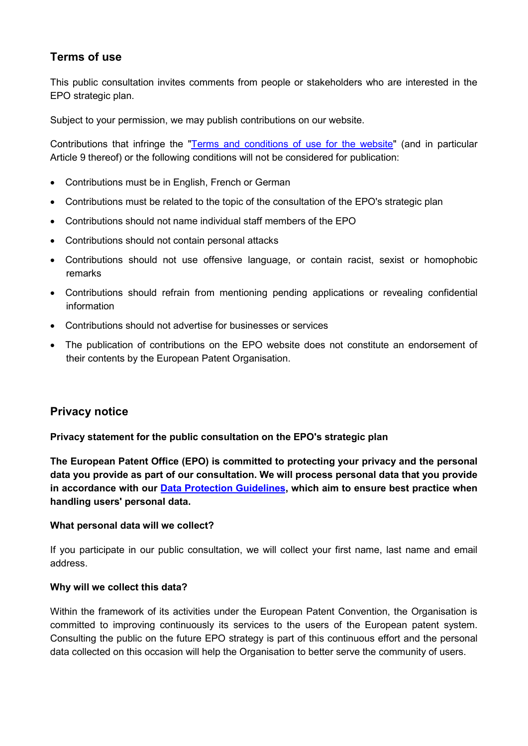## Terms of use

This public consultation invites comments from people or stakeholders who are interested in the EPO strategic plan.

Subject to your permission, we may publish contributions on our website.

Contributions that infringe the "[Terms and conditions of use for the website]" (and in particular Article 9 thereof) or the following conditions will not be considered for publication:

- Contributions must be in English, French or German
- Contributions must be related to the topic of the consultation of the EPO's strategic plan
- Contributions should not name individual staff members of the EPO
- Contributions should not contain personal attacks
- Contributions should not use offensive language, or contain racist, sexist or homophobic remarks
- Contributions should refrain from mentioning pending applications or revealing confidential information
- Contributions should not advertise for businesses or services
- The publication of contributions on the EPO website does not constitute an endorsement of their contents by the European Patent Organisation.

## Privacy notice

**Privacy statement for the public consultation on the EPO's strategic plan**

**The European Patent Office (EPO) is committed to protecting your privacy and the personal data you provide as part of our consultation. We will process personal data that you provide in accordance with our Data Protection Guidelines, which aim to ensure best practice when handling users' personal data.**

**What personal data will we collect?**

If you participate in our public consultation, we will collect your first name, last name and email address.

**Why will we collect this data?**

Within the framework of its activities under the European Patent Convention, the Organisation is committed to improving continuously its services to the users of the European patent system. Consulting the public on the future EPO strategy is part of this continuous effort and the personal data collected on this occasion will help the Organisation to better serve the community of users.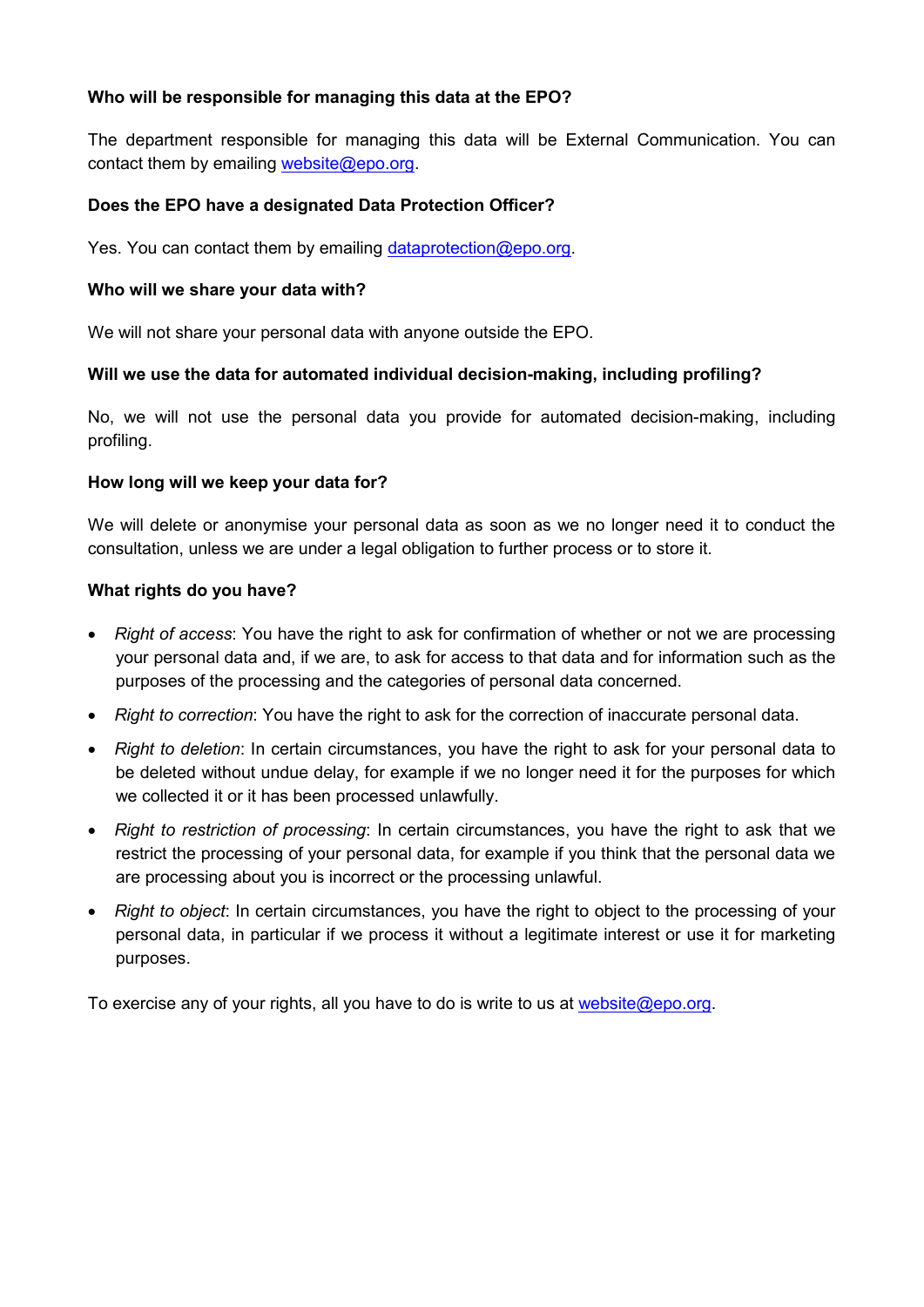**Who will be responsible for managing this data at the EPO?**

The department responsible for managing this data will be External Communication. You can contact them by emailing website@epo.org.

**Does the EPO have a designated Data Protection Officer?**

Yes. You can contact them by emailing dataprotection@epo.org.

**Who will we share your data with?**

We will not share your personal data with anyone outside the EPO.

**Will we use the data for automated individual decision-making, including profiling?**

No, we will not use the personal data you provide for automated decision-making, including profiling.

**How long will we keep your data for?**

We will delete or anonymise your personal data as soon as we no longer need it to conduct the consultation, unless we are under a legal obligation to further process or to store it.

**What rights do you have?**

- *Right of access*: You have the right to ask for confirmation of whether or not we are processing your personal data and, if we are, to ask for access to that data and for information such as the purposes of the processing and the categories of personal data concerned.
- *Right to correction*: You have the right to ask for the correction of inaccurate personal data.
- *Right to deletion*: In certain circumstances, you have the right to ask for your personal data to be deleted without undue delay, for example if we no longer need it for the purposes for which we collected it or it has been processed unlawfully.
- *Right to restriction of processing*: In certain circumstances, you have the right to ask that we restrict the processing of your personal data, for example if you think that the personal data we are processing about you is incorrect or the processing unlawful.
- *Right to object*: In certain circumstances, you have the right to object to the processing of your personal data, in particular if we process it without a legitimate interest or use it for marketing purposes.

To exercise any of your rights, all you have to do is write to us at website@epo.org.